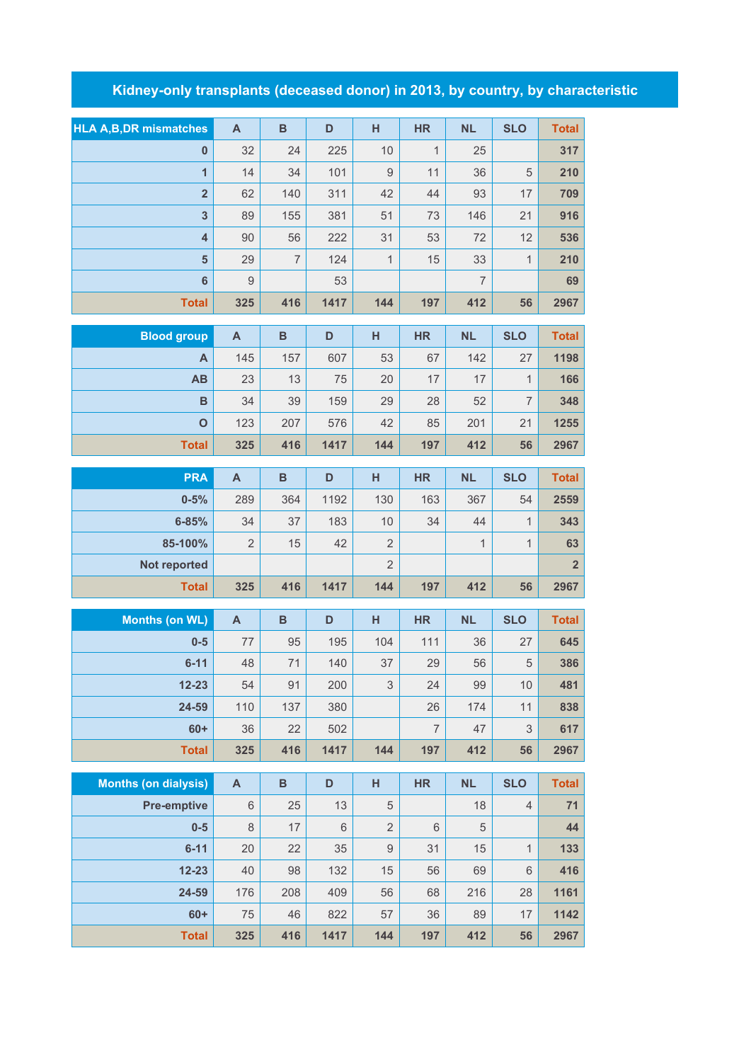# Kidney-only transplants (deceased donor) in 2013, by country, by characteristic

| HLA A,B,DR mismatches | A | B | D | H | HR | NL | SLO | Total |
|---|---|---|---|---|---|---|---|---|
| 0 | 32 | 24 | 225 | 10 | 1 | 25 | | 317 |
| 1 | 14 | 34 | 101 | 9 | 11 | 36 | 5 | 210 |
| 2 | 62 | 140 | 311 | 42 | 44 | 93 | 17 | 709 |
| 3 | 89 | 155 | 381 | 51 | 73 | 146 | 21 | 916 |
| 4 | 90 | 56 | 222 | 31 | 53 | 72 | 12 | 536 |
| 5 | 29 | 7 | 124 | 1 | 15 | 33 | 1 | 210 |
| 6 | 9 | | 53 | | | 7 | | 69 |
| Total | 325 | 416 | 1417 | 144 | 197 | 412 | 56 | 2967 |

| Blood group | A | B | D | H | HR | NL | SLO | Total |
|---|---|---|---|---|---|---|---|---|
| A | 145 | 157 | 607 | 53 | 67 | 142 | 27 | 1198 |
| AB | 23 | 13 | 75 | 20 | 17 | 17 | 1 | 166 |
| B | 34 | 39 | 159 | 29 | 28 | 52 | 7 | 348 |
| O | 123 | 207 | 576 | 42 | 85 | 201 | 21 | 1255 |
| Total | 325 | 416 | 1417 | 144 | 197 | 412 | 56 | 2967 |

| PRA | A | B | D | H | HR | NL | SLO | Total |
|---|---|---|---|---|---|---|---|---|
| 0-5% | 289 | 364 | 1192 | 130 | 163 | 367 | 54 | 2559 |
| 6-85% | 34 | 37 | 183 | 10 | 34 | 44 | 1 | 343 |
| 85-100% | 2 | 15 | 42 | 2 | | 1 | 1 | 63 |
| Not reported | | | | 2 | | | | 2 |
| Total | 325 | 416 | 1417 | 144 | 197 | 412 | 56 | 2967 |

| Months (on WL) | A | B | D | H | HR | NL | SLO | Total |
|---|---|---|---|---|---|---|---|---|
| 0-5 | 77 | 95 | 195 | 104 | 111 | 36 | 27 | 645 |
| 6-11 | 48 | 71 | 140 | 37 | 29 | 56 | 5 | 386 |
| 12-23 | 54 | 91 | 200 | 3 | 24 | 99 | 10 | 481 |
| 24-59 | 110 | 137 | 380 | | 26 | 174 | 11 | 838 |
| 60+ | 36 | 22 | 502 | | 7 | 47 | 3 | 617 |
| Total | 325 | 416 | 1417 | 144 | 197 | 412 | 56 | 2967 |

| Months (on dialysis) | A | B | D | H | HR | NL | SLO | Total |
|---|---|---|---|---|---|---|---|---|
| Pre-emptive | 6 | 25 | 13 | 5 | | 18 | 4 | 71 |
| 0-5 | 8 | 17 | 6 | 2 | 6 | 5 | | 44 |
| 6-11 | 20 | 22 | 35 | 9 | 31 | 15 | 1 | 133 |
| 12-23 | 40 | 98 | 132 | 15 | 56 | 69 | 6 | 416 |
| 24-59 | 176 | 208 | 409 | 56 | 68 | 216 | 28 | 1161 |
| 60+ | 75 | 46 | 822 | 57 | 36 | 89 | 17 | 1142 |
| Total | 325 | 416 | 1417 | 144 | 197 | 412 | 56 | 2967 |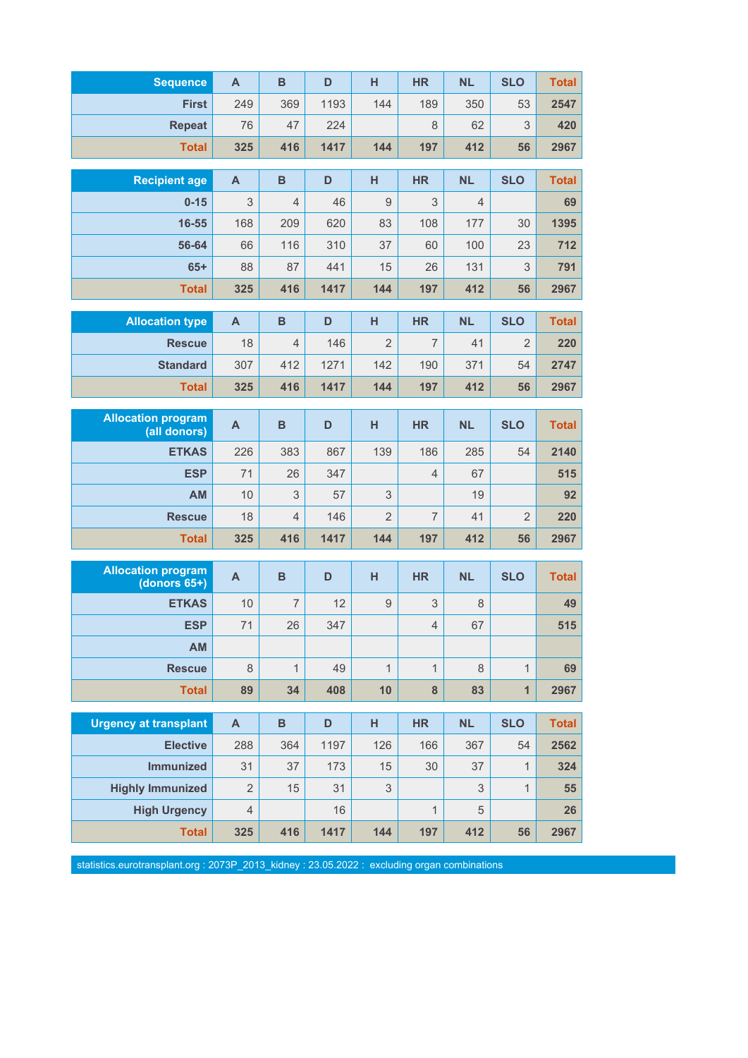| Sequence | A | B | D | H | HR | NL | SLO | Total |
|---|---|---|---|---|---|---|---|---|
| First | 249 | 369 | 1193 | 144 | 189 | 350 | 53 | 2547 |
| Repeat | 76 | 47 | 224 | | 8 | 62 | 3 | 420 |
| Total | 325 | 416 | 1417 | 144 | 197 | 412 | 56 | 2967 |

| Recipient age | A | B | D | H | HR | NL | SLO | Total |
|---|---|---|---|---|---|---|---|---|
| 0-15 | 3 | 4 | 46 | 9 | 3 | 4 | | 69 |
| 16-55 | 168 | 209 | 620 | 83 | 108 | 177 | 30 | 1395 |
| 56-64 | 66 | 116 | 310 | 37 | 60 | 100 | 23 | 712 |
| 65+ | 88 | 87 | 441 | 15 | 26 | 131 | 3 | 791 |
| Total | 325 | 416 | 1417 | 144 | 197 | 412 | 56 | 2967 |

| Allocation type | A | B | D | H | HR | NL | SLO | Total |
|---|---|---|---|---|---|---|---|---|
| Rescue | 18 | 4 | 146 | 2 | 7 | 41 | 2 | 220 |
| Standard | 307 | 412 | 1271 | 142 | 190 | 371 | 54 | 2747 |
| Total | 325 | 416 | 1417 | 144 | 197 | 412 | 56 | 2967 |

| Allocation program (all donors) | A | B | D | H | HR | NL | SLO | Total |
|---|---|---|---|---|---|---|---|---|
| ETKAS | 226 | 383 | 867 | 139 | 186 | 285 | 54 | 2140 |
| ESP | 71 | 26 | 347 | | 4 | 67 | | 515 |
| AM | 10 | 3 | 57 | 3 | | 19 | | 92 |
| Rescue | 18 | 4 | 146 | 2 | 7 | 41 | 2 | 220 |
| Total | 325 | 416 | 1417 | 144 | 197 | 412 | 56 | 2967 |

| Allocation program (donors 65+) | A | B | D | H | HR | NL | SLO | Total |
|---|---|---|---|---|---|---|---|---|
| ETKAS | 10 | 7 | 12 | 9 | 3 | 8 | | 49 |
| ESP | 71 | 26 | 347 | | 4 | 67 | | 515 |
| AM | | | | | | | | |
| Rescue | 8 | 1 | 49 | 1 | 1 | 8 | 1 | 69 |
| Total | 89 | 34 | 408 | 10 | 8 | 83 | 1 | 2967 |

| Urgency at transplant | A | B | D | H | HR | NL | SLO | Total |
|---|---|---|---|---|---|---|---|---|
| Elective | 288 | 364 | 1197 | 126 | 166 | 367 | 54 | 2562 |
| Immunized | 31 | 37 | 173 | 15 | 30 | 37 | 1 | 324 |
| Highly Immunized | 2 | 15 | 31 | 3 | | 3 | 1 | 55 |
| High Urgency | 4 | | 16 | | 1 | 5 | | 26 |
| Total | 325 | 416 | 1417 | 144 | 197 | 412 | 56 | 2967 |

statistics.eurotransplant.org : 2073P_2013_kidney : 23.05.2022 : excluding organ combinations